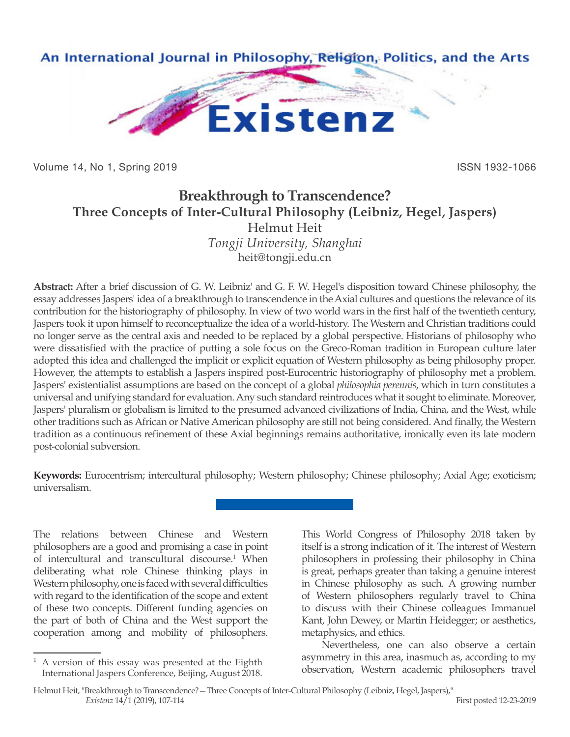# Breakthrough to Transcendence?

## Three Concepts of Inter-Cultural Philosophy (Leibniz, Hegel, Jaspers)

Helmut Heit

*Tongji University, Shanghai*

heit@tongji.edu.cn

**Abstract:** After a brief discussion of G. W. Leibniz' and G. F. W. Hegel's disposition toward Chinese philosophy, the essay addresses Jaspers' idea of a breakthrough to transcendence in the Axial cultures and questions the relevance of its contribution for the historiography of philosophy. In view of two world wars in the first half of the twentieth century, Jaspers took it upon himself to reconceptualize the idea of a world-history. The Western and Christian traditions could no longer serve as the central axis and needed to be replaced by a global perspective. Historians of philosophy who were dissatisfied with the practice of putting a sole focus on the Greco-Roman tradition in European culture later adopted this idea and challenged the implicit or explicit equation of Western philosophy as being philosophy proper. However, the attempts to establish a Jaspers inspired post-Eurocentric historiography of philosophy met a problem. Jaspers' existentialist assumptions are based on the concept of a global *philosophia perennis*, which in turn constitutes a universal and unifying standard for evaluation. Any such standard reintroduces what it sought to eliminate. Moreover, Jaspers' pluralism or globalism is limited to the presumed advanced civilizations of India, China, and the West, while other traditions such as African or Native American philosophy are still not being considered. And finally, the Western tradition as a continuous refinement of these Axial beginnings remains authoritative, ironically even its late modern post-colonial subversion.

**Keywords:** Eurocentrism; intercultural philosophy; Western philosophy; Chinese philosophy; Axial Age; exoticism; universalism.

The relations between Chinese and Western philosophers are a good and promising a case in point of intercultural and transcultural discourse.[1] When deliberating what role Chinese thinking plays in Western philosophy, one is faced with several difficulties with regard to the identification of the scope and extent of these two concepts. Different funding agencies on the part of both of China and the West support the cooperation among and mobility of philosophers. This World Congress of Philosophy 2018 taken by itself is a strong indication of it. The interest of Western philosophers in professing their philosophy in China is great, perhaps greater than taking a genuine interest in Chinese philosophy as such. A growing number of Western philosophers regularly travel to China to discuss with their Chinese colleagues Immanuel Kant, John Dewey, or Martin Heidegger; or aesthetics, metaphysics, and ethics.

Nevertheless, one can also observe a certain asymmetry in this area, inasmuch as, according to my observation, Western academic philosophers travel

[1] A version of this essay was presented at the Eighth International Jaspers Conference, Beijing, August 2018.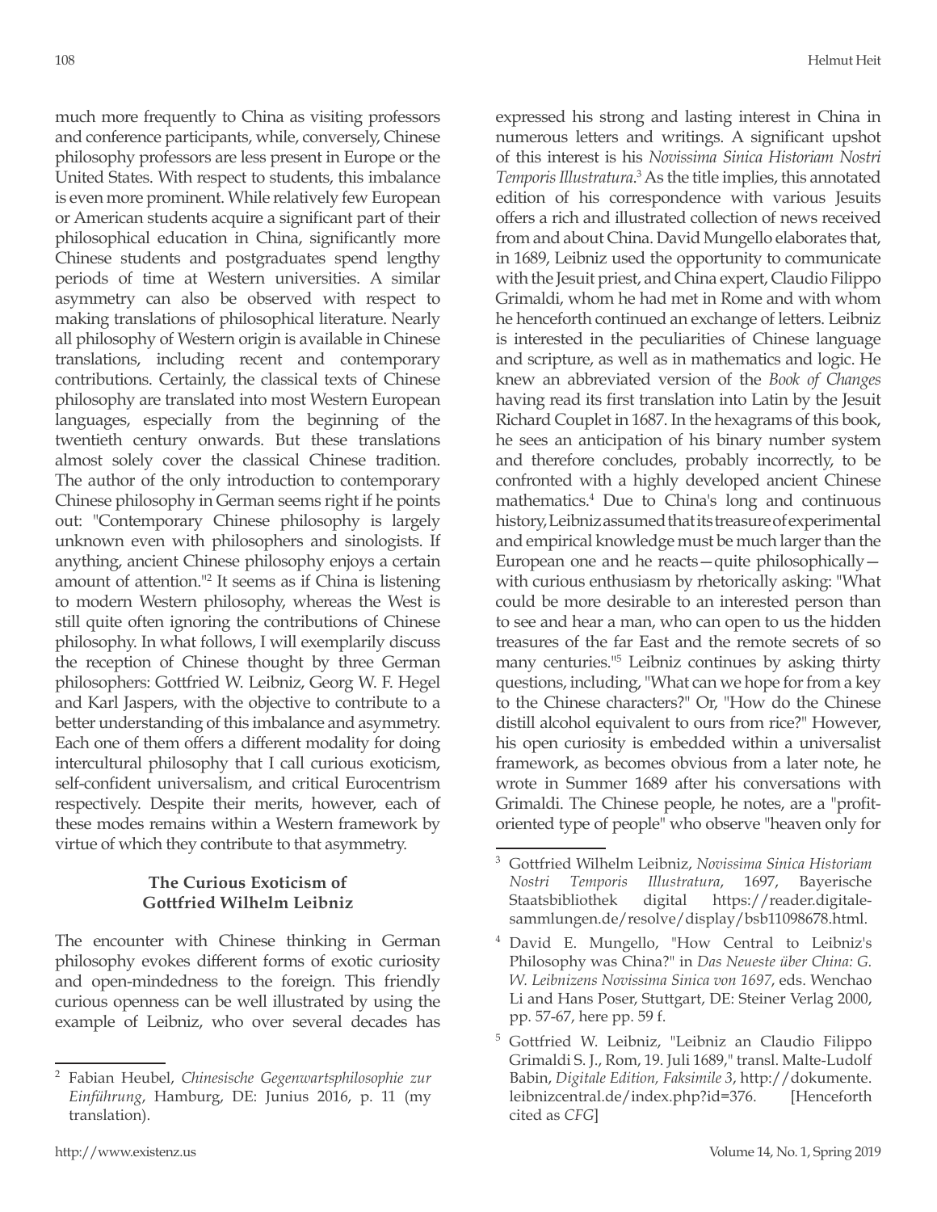much more frequently to China as visiting professors and conference participants, while, conversely, Chinese philosophy professors are less present in Europe or the United States. With respect to students, this imbalance is even more prominent. While relatively few European or American students acquire a significant part of their philosophical education in China, significantly more Chinese students and postgraduates spend lengthy periods of time at Western universities. A similar asymmetry can also be observed with respect to making translations of philosophical literature. Nearly all philosophy of Western origin is available in Chinese translations, including recent and contemporary contributions. Certainly, the classical texts of Chinese philosophy are translated into most Western European languages, especially from the beginning of the twentieth century onwards. But these translations almost solely cover the classical Chinese tradition. The author of the only introduction to contemporary Chinese philosophy in German seems right if he points out: "Contemporary Chinese philosophy is largely unknown even with philosophers and sinologists. If anything, ancient Chinese philosophy enjoys a certain amount of attention."[2] It seems as if China is listening to modern Western philosophy, whereas the West is still quite often ignoring the contributions of Chinese philosophy. In what follows, I will exemplarily discuss the reception of Chinese thought by three German philosophers: Gottfried W. Leibniz, Georg W. F. Hegel and Karl Jaspers, with the objective to contribute to a better understanding of this imbalance and asymmetry. Each one of them offers a different modality for doing intercultural philosophy that I call curious exoticism, self-confident universalism, and critical Eurocentrism respectively. Despite their merits, however, each of these modes remains within a Western framework by virtue of which they contribute to that asymmetry.

## The Curious Exoticism of Gottfried Wilhelm Leibniz

The encounter with Chinese thinking in German philosophy evokes different forms of exotic curiosity and open-mindedness to the foreign. This friendly curious openness can be well illustrated by using the example of Leibniz, who over several decades has expressed his strong and lasting interest in China in numerous letters and writings. A significant upshot of this interest is his *Novissima Sinica Historiam Nostri Temporis Illustratura*.[3] As the title implies, this annotated edition of his correspondence with various Jesuits offers a rich and illustrated collection of news received from and about China. David Mungello elaborates that, in 1689, Leibniz used the opportunity to communicate with the Jesuit priest, and China expert, Claudio Filippo Grimaldi, whom he had met in Rome and with whom he henceforth continued an exchange of letters. Leibniz is interested in the peculiarities of Chinese language and scripture, as well as in mathematics and logic. He knew an abbreviated version of the *Book of Changes* having read its first translation into Latin by the Jesuit Richard Couplet in 1687. In the hexagrams of this book, he sees an anticipation of his binary number system and therefore concludes, probably incorrectly, to be confronted with a highly developed ancient Chinese mathematics.[4] Due to China's long and continuous history, Leibniz assumed that its treasure of experimental and empirical knowledge must be much larger than the European one and he reacts—quite philosophically—with curious enthusiasm by rhetorically asking: "What could be more desirable to an interested person than to see and hear a man, who can open to us the hidden treasures of the far East and the remote secrets of so many centuries."[5] Leibniz continues by asking thirty questions, including, "What can we hope for from a key to the Chinese characters?" Or, "How do the Chinese distill alcohol equivalent to ours from rice?" However, his open curiosity is embedded within a universalist framework, as becomes obvious from a later note, he wrote in Summer 1689 after his conversations with Grimaldi. The Chinese people, he notes, are a "profit-oriented type of people" who observe "heaven only for

---

[2] Fabian Heubel, *Chinesische Gegenwartsphilosophie zur Einführung*, Hamburg, DE: Junius 2016, p. 11 (my translation).

[3] Gottfried Wilhelm Leibniz, *Novissima Sinica Historiam Nostri Temporis Illustratura*, 1697, Bayerische Staatsbibliothek digital https://reader.digitale-sammlungen.de/resolve/display/bsb11098678.html.

[4] David E. Mungello, "How Central to Leibniz's Philosophy was China?" in *Das Neueste über China: G. W. Leibnizens Novissima Sinica von 1697*, eds. Wenchao Li and Hans Poser, Stuttgart, DE: Steiner Verlag 2000, pp. 57-67, here pp. 59 f.

[5] Gottfried W. Leibniz, "Leibniz an Claudio Filippo Grimaldi S. J., Rom, 19. Juli 1689," transl. Malte-Ludolf Babin, *Digitale Edition, Faksimile 3*, http://dokumente.leibnizcentral.de/index.php?id=376. [Henceforth cited as *CFG*]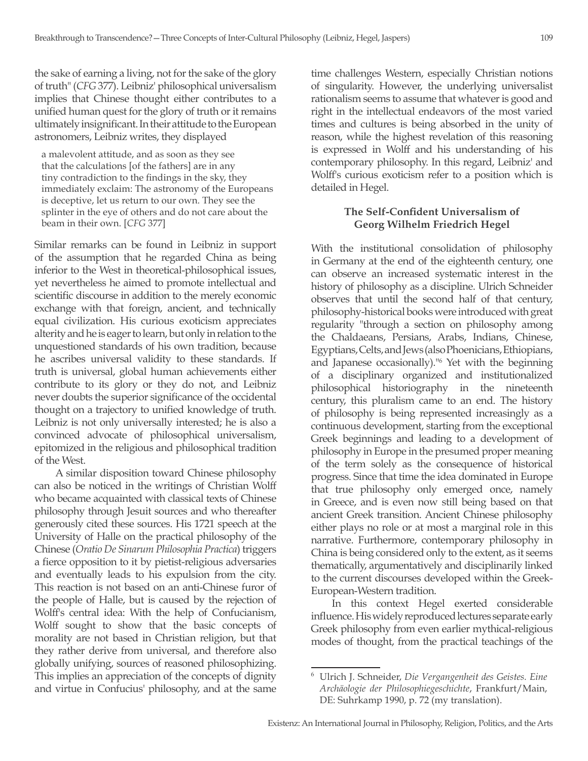the sake of earning a living, not for the sake of the glory of truth" (*CFG* 377). Leibniz' philosophical universalism implies that Chinese thought either contributes to a unified human quest for the glory of truth or it remains ultimately insignificant. In their attitude to the European astronomers, Leibniz writes, they displayed

> a malevolent attitude, and as soon as they see that the calculations [of the fathers] are in any tiny contradiction to the findings in the sky, they immediately exclaim: The astronomy of the Europeans is deceptive, let us return to our own. They see the splinter in the eye of others and do not care about the beam in their own. [*CFG* 377]

Similar remarks can be found in Leibniz in support of the assumption that he regarded China as being inferior to the West in theoretical-philosophical issues, yet nevertheless he aimed to promote intellectual and scientific discourse in addition to the merely economic exchange with that foreign, ancient, and technically equal civilization. His curious exoticism appreciates alterity and he is eager to learn, but only in relation to the unquestioned standards of his own tradition, because he ascribes universal validity to these standards. If truth is universal, global human achievements either contribute to its glory or they do not, and Leibniz never doubts the superior significance of the occidental thought on a trajectory to unified knowledge of truth. Leibniz is not only universally interested; he is also a convinced advocate of philosophical universalism, epitomized in the religious and philosophical tradition of the West.

A similar disposition toward Chinese philosophy can also be noticed in the writings of Christian Wolff who became acquainted with classical texts of Chinese philosophy through Jesuit sources and who thereafter generously cited these sources. His 1721 speech at the University of Halle on the practical philosophy of the Chinese (*Oratio De Sinarum Philosophia Practica*) triggers a fierce opposition to it by pietist-religious adversaries and eventually leads to his expulsion from the city. This reaction is not based on an anti-Chinese furor of the people of Halle, but is caused by the rejection of Wolff's central idea: With the help of Confucianism, Wolff sought to show that the basic concepts of morality are not based in Christian religion, but that they rather derive from universal, and therefore also globally unifying, sources of reasoned philosophizing. This implies an appreciation of the concepts of dignity and virtue in Confucius' philosophy, and at the same time challenges Western, especially Christian notions of singularity. However, the underlying universalist rationalism seems to assume that whatever is good and right in the intellectual endeavors of the most varied times and cultures is being absorbed in the unity of reason, while the highest revelation of this reasoning is expressed in Wolff and his understanding of his contemporary philosophy. In this regard, Leibniz' and Wolff's curious exoticism refer to a position which is detailed in Hegel.

## The Self-Confident Universalism of Georg Wilhelm Friedrich Hegel

With the institutional consolidation of philosophy in Germany at the end of the eighteenth century, one can observe an increased systematic interest in the history of philosophy as a discipline. Ulrich Schneider observes that until the second half of that century, philosophy-historical books were introduced with great regularity "through a section on philosophy among the Chaldaeans, Persians, Arabs, Indians, Chinese, Egyptians, Celts, and Jews (also Phoenicians, Ethiopians, and Japanese occasionally)."[6] Yet with the beginning of a disciplinary organized and institutionalized philosophical historiography in the nineteenth century, this pluralism came to an end. The history of philosophy is being represented increasingly as a continuous development, starting from the exceptional Greek beginnings and leading to a development of philosophy in Europe in the presumed proper meaning of the term solely as the consequence of historical progress. Since that time the idea dominated in Europe that true philosophy only emerged once, namely in Greece, and is even now still being based on that ancient Greek transition. Ancient Chinese philosophy either plays no role or at most a marginal role in this narrative. Furthermore, contemporary philosophy in China is being considered only to the extent, as it seems thematically, argumentatively and disciplinarily linked to the current discourses developed within the Greek-European-Western tradition.

In this context Hegel exerted considerable influence. His widely reproduced lectures separate early Greek philosophy from even earlier mythical-religious modes of thought, from the practical teachings of the

---

[6] Ulrich J. Schneider, *Die Vergangenheit des Geistes. Eine Archäologie der Philosophiegeschichte*, Frankfurt/Main, DE: Suhrkamp 1990, p. 72 (my translation).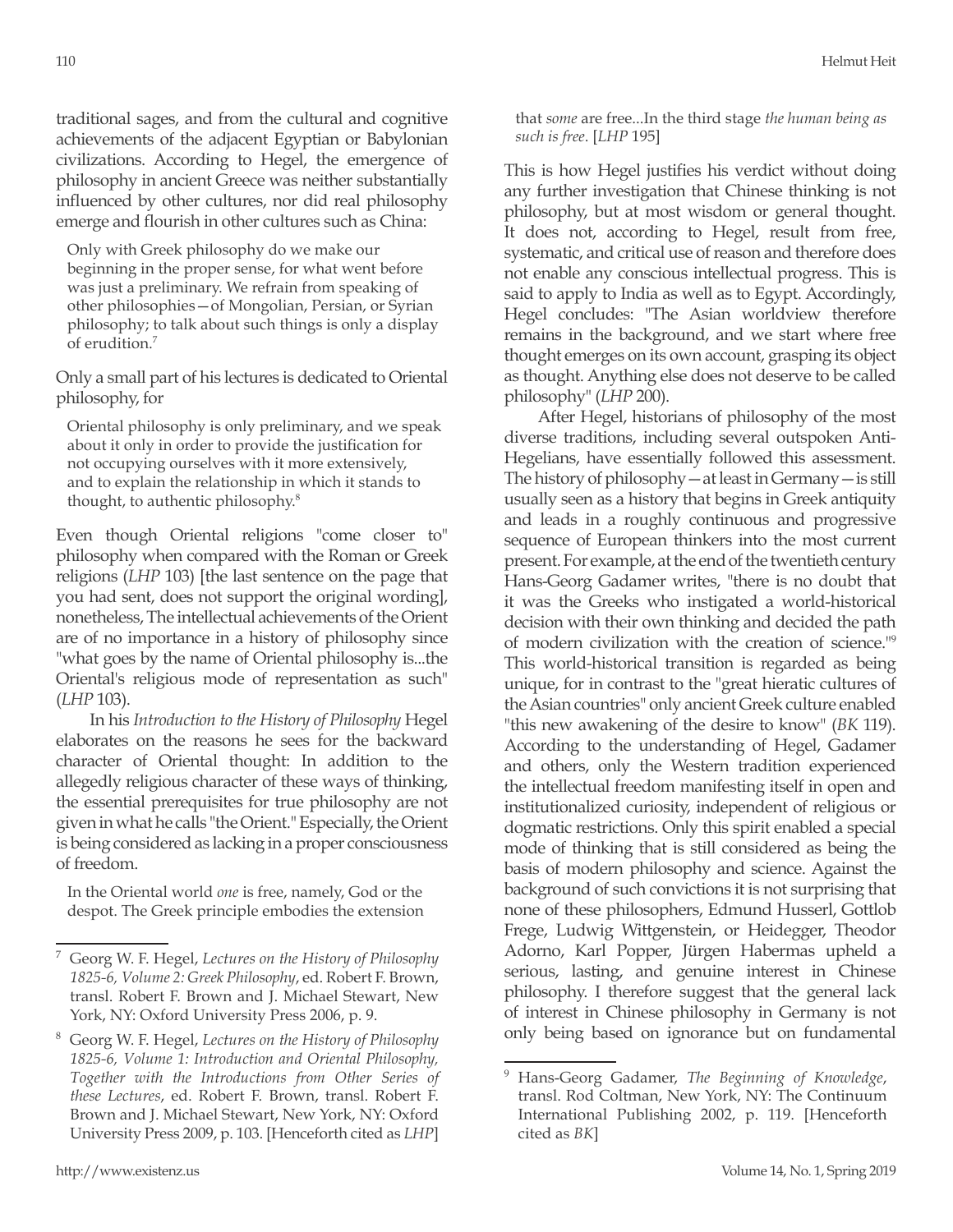traditional sages, and from the cultural and cognitive achievements of the adjacent Egyptian or Babylonian civilizations. According to Hegel, the emergence of philosophy in ancient Greece was neither substantially influenced by other cultures, nor did real philosophy emerge and flourish in other cultures such as China:

> Only with Greek philosophy do we make our beginning in the proper sense, for what went before was just a preliminary. We refrain from speaking of other philosophies—of Mongolian, Persian, or Syrian philosophy; to talk about such things is only a display of erudition.[7]

Only a small part of his lectures is dedicated to Oriental philosophy, for

> Oriental philosophy is only preliminary, and we speak about it only in order to provide the justification for not occupying ourselves with it more extensively, and to explain the relationship in which it stands to thought, to authentic philosophy.[8]

Even though Oriental religions "come closer to" philosophy when compared with the Roman or Greek religions (*LHP* 103) [the last sentence on the page that you had sent, does not support the original wording], nonetheless, The intellectual achievements of the Orient are of no importance in a history of philosophy since "what goes by the name of Oriental philosophy is...the Oriental's religious mode of representation as such" (*LHP* 103).

In his *Introduction to the History of Philosophy* Hegel elaborates on the reasons he sees for the backward character of Oriental thought: In addition to the allegedly religious character of these ways of thinking, the essential prerequisites for true philosophy are not given in what he calls "the Orient." Especially, the Orient is being considered as lacking in a proper consciousness of freedom.

> In the Oriental world *one* is free, namely, God or the despot. The Greek principle embodies the extension that *some* are free...In the third stage *the human being as such is free*. [*LHP* 195]

This is how Hegel justifies his verdict without doing any further investigation that Chinese thinking is not philosophy, but at most wisdom or general thought. It does not, according to Hegel, result from free, systematic, and critical use of reason and therefore does not enable any conscious intellectual progress. This is said to apply to India as well as to Egypt. Accordingly, Hegel concludes: "The Asian worldview therefore remains in the background, and we start where free thought emerges on its own account, grasping its object as thought. Anything else does not deserve to be called philosophy" (*LHP* 200).

After Hegel, historians of philosophy of the most diverse traditions, including several outspoken Anti-Hegelians, have essentially followed this assessment. The history of philosophy—at least in Germany—is still usually seen as a history that begins in Greek antiquity and leads in a roughly continuous and progressive sequence of European thinkers into the most current present. For example, at the end of the twentieth century Hans-Georg Gadamer writes, "there is no doubt that it was the Greeks who instigated a world-historical decision with their own thinking and decided the path of modern civilization with the creation of science."[9] This world-historical transition is regarded as being unique, for in contrast to the "great hieratic cultures of the Asian countries" only ancient Greek culture enabled "this new awakening of the desire to know" (*BK* 119). According to the understanding of Hegel, Gadamer and others, only the Western tradition experienced the intellectual freedom manifesting itself in open and institutionalized curiosity, independent of religious or dogmatic restrictions. Only this spirit enabled a special mode of thinking that is still considered as being the basis of modern philosophy and science. Against the background of such convictions it is not surprising that none of these philosophers, Edmund Husserl, Gottlob Frege, Ludwig Wittgenstein, or Heidegger, Theodor Adorno, Karl Popper, Jürgen Habermas upheld a serious, lasting, and genuine interest in Chinese philosophy. I therefore suggest that the general lack of interest in Chinese philosophy in Germany is not only being based on ignorance but on fundamental

---

[7] Georg W. F. Hegel, *Lectures on the History of Philosophy 1825-6, Volume 2: Greek Philosophy*, ed. Robert F. Brown, transl. Robert F. Brown and J. Michael Stewart, New York, NY: Oxford University Press 2006, p. 9.

[8] Georg W. F. Hegel, *Lectures on the History of Philosophy 1825-6, Volume 1: Introduction and Oriental Philosophy, Together with the Introductions from Other Series of these Lectures*, ed. Robert F. Brown, transl. Robert F. Brown and J. Michael Stewart, New York, NY: Oxford University Press 2009, p. 103. [Henceforth cited as *LHP*]

[9] Hans-Georg Gadamer, *The Beginning of Knowledge*, transl. Rod Coltman, New York, NY: The Continuum International Publishing 2002, p. 119. [Henceforth cited as *BK*]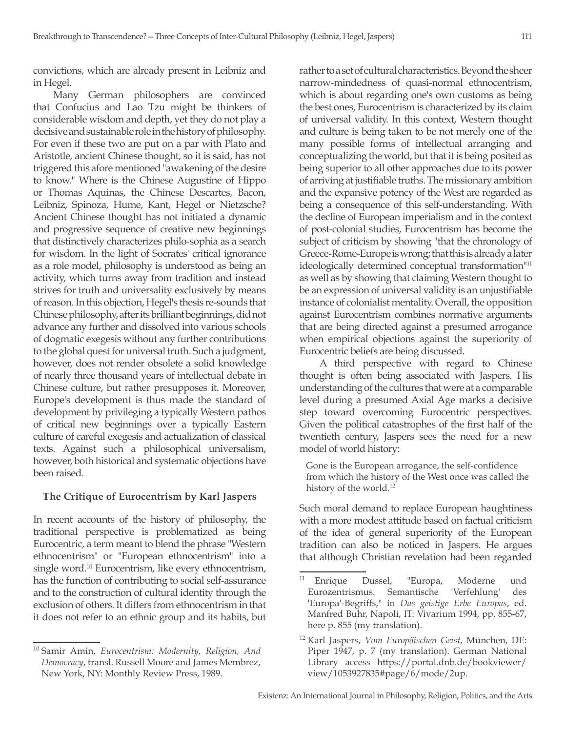convictions, which are already present in Leibniz and in Hegel.

Many German philosophers are convinced that Confucius and Lao Tzu might be thinkers of considerable wisdom and depth, yet they do not play a decisive and sustainable role in the history of philosophy. For even if these two are put on a par with Plato and Aristotle, ancient Chinese thought, so it is said, has not triggered this afore mentioned "awakening of the desire to know." Where is the Chinese Augustine of Hippo or Thomas Aquinas, the Chinese Descartes, Bacon, Leibniz, Spinoza, Hume, Kant, Hegel or Nietzsche? Ancient Chinese thought has not initiated a dynamic and progressive sequence of creative new beginnings that distinctively characterizes philo-sophia as a search for wisdom. In the light of Socrates' critical ignorance as a role model, philosophy is understood as being an activity, which turns away from tradition and instead strives for truth and universality exclusively by means of reason. In this objection, Hegel's thesis re-sounds that Chinese philosophy, after its brilliant beginnings, did not advance any further and dissolved into various schools of dogmatic exegesis without any further contributions to the global quest for universal truth. Such a judgment, however, does not render obsolete a solid knowledge of nearly three thousand years of intellectual debate in Chinese culture, but rather presupposes it. Moreover, Europe's development is thus made the standard of development by privileging a typically Western pathos of critical new beginnings over a typically Eastern culture of careful exegesis and actualization of classical texts. Against such a philosophical universalism, however, both historical and systematic objections have been raised.

## The Critique of Eurocentrism by Karl Jaspers

In recent accounts of the history of philosophy, the traditional perspective is problematized as being Eurocentric, a term meant to blend the phrase "Western ethnocentrism" or "European ethnocentrism" into a single word.[10] Eurocentrism, like every ethnocentrism, has the function of contributing to social self-assurance and to the construction of cultural identity through the exclusion of others. It differs from ethnocentrism in that it does not refer to an ethnic group and its habits, but rather to a set of cultural characteristics. Beyond the sheer narrow-mindedness of quasi-normal ethnocentrism, which is about regarding one's own customs as being the best ones, Eurocentrism is characterized by its claim of universal validity. In this context, Western thought and culture is being taken to be not merely one of the many possible forms of intellectual arranging and conceptualizing the world, but that it is being posited as being superior to all other approaches due to its power of arriving at justifiable truths. The missionary ambition and the expansive potency of the West are regarded as being a consequence of this self-understanding. With the decline of European imperialism and in the context of post-colonial studies, Eurocentrism has become the subject of criticism by showing "that the chronology of Greece-Rome-Europe is wrong; that this is already a later ideologically determined conceptual transformation"[11] as well as by showing that claiming Western thought to be an expression of universal validity is an unjustifiable instance of colonialist mentality. Overall, the opposition against Eurocentrism combines normative arguments that are being directed against a presumed arrogance when empirical objections against the superiority of Eurocentric beliefs are being discussed.

A third perspective with regard to Chinese thought is often being associated with Jaspers. His understanding of the cultures that were at a comparable level during a presumed Axial Age marks a decisive step toward overcoming Eurocentric perspectives. Given the political catastrophes of the first half of the twentieth century, Jaspers sees the need for a new model of world history:

> Gone is the European arrogance, the self-confidence from which the history of the West once was called the history of the world.[12]

Such moral demand to replace European haughtiness with a more modest attitude based on factual criticism of the idea of general superiority of the European tradition can also be noticed in Jaspers. He argues that although Christian revelation had been regarded

---

[10] Samir Amin, *Eurocentrism: Modernity, Religion, And Democracy*, transl. Russell Moore and James Membrez, New York, NY: Monthly Review Press, 1989.

[11] Enrique Dussel, "Europa, Moderne und Eurozentrismus. Semantische 'Verfehlung' des 'Europa'-Begriffs," in *Das geistige Erbe Europas*, ed. Manfred Buhr, Napoli, IT: Vivarium 1994, pp. 855-67, here p. 855 (my translation).

[12] Karl Jaspers, *Vom Europäischen Geist*, München, DE: Piper 1947, p. 7 (my translation). German National Library access https://portal.dnb.de/bookviewer/view/1053927835#page/6/mode/2up.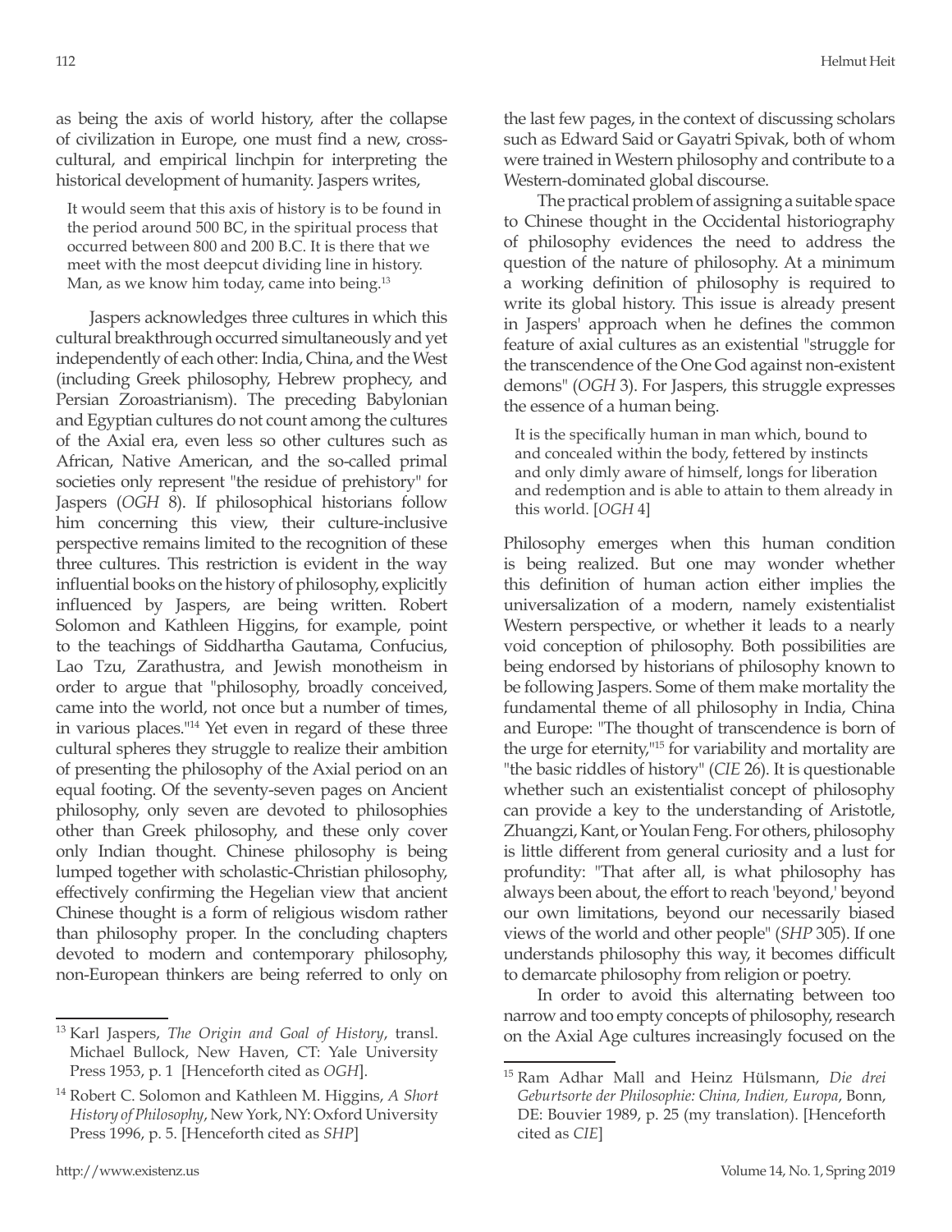as being the axis of world history, after the collapse of civilization in Europe, one must find a new, cross-cultural, and empirical linchpin for interpreting the historical development of humanity. Jaspers writes,

> It would seem that this axis of history is to be found in the period around 500 BC, in the spiritual process that occurred between 800 and 200 B.C. It is there that we meet with the most deepcut dividing line in history. Man, as we know him today, came into being.[13]

Jaspers acknowledges three cultures in which this cultural breakthrough occurred simultaneously and yet independently of each other: India, China, and the West (including Greek philosophy, Hebrew prophecy, and Persian Zoroastrianism). The preceding Babylonian and Egyptian cultures do not count among the cultures of the Axial era, even less so other cultures such as African, Native American, and the so-called primal societies only represent "the residue of prehistory" for Jaspers (*OGH* 8). If philosophical historians follow him concerning this view, their culture-inclusive perspective remains limited to the recognition of these three cultures. This restriction is evident in the way influential books on the history of philosophy, explicitly influenced by Jaspers, are being written. Robert Solomon and Kathleen Higgins, for example, point to the teachings of Siddhartha Gautama, Confucius, Lao Tzu, Zarathustra, and Jewish monotheism in order to argue that "philosophy, broadly conceived, came into the world, not once but a number of times, in various places."[14] Yet even in regard of these three cultural spheres they struggle to realize their ambition of presenting the philosophy of the Axial period on an equal footing. Of the seventy-seven pages on Ancient philosophy, only seven are devoted to philosophies other than Greek philosophy, and these only cover only Indian thought. Chinese philosophy is being lumped together with scholastic-Christian philosophy, effectively confirming the Hegelian view that ancient Chinese thought is a form of religious wisdom rather than philosophy proper. In the concluding chapters devoted to modern and contemporary philosophy, non-European thinkers are being referred to only on the last few pages, in the context of discussing scholars such as Edward Said or Gayatri Spivak, both of whom were trained in Western philosophy and contribute to a Western-dominated global discourse.

The practical problem of assigning a suitable space to Chinese thought in the Occidental historiography of philosophy evidences the need to address the question of the nature of philosophy. At a minimum a working definition of philosophy is required to write its global history. This issue is already present in Jaspers' approach when he defines the common feature of axial cultures as an existential "struggle for the transcendence of the One God against non-existent demons" (*OGH* 3). For Jaspers, this struggle expresses the essence of a human being.

> It is the specifically human in man which, bound to and concealed within the body, fettered by instincts and only dimly aware of himself, longs for liberation and redemption and is able to attain to them already in this world. [*OGH* 4]

Philosophy emerges when this human condition is being realized. But one may wonder whether this definition of human action either implies the universalization of a modern, namely existentialist Western perspective, or whether it leads to a nearly void conception of philosophy. Both possibilities are being endorsed by historians of philosophy known to be following Jaspers. Some of them make mortality the fundamental theme of all philosophy in India, China and Europe: "The thought of transcendence is born of the urge for eternity,"[15] for variability and mortality are "the basic riddles of history" (*CIE* 26). It is questionable whether such an existentialist concept of philosophy can provide a key to the understanding of Aristotle, Zhuangzi, Kant, or Youlan Feng. For others, philosophy is little different from general curiosity and a lust for profundity: "That after all, is what philosophy has always been about, the effort to reach 'beyond,' beyond our own limitations, beyond our necessarily biased views of the world and other people" (*SHP* 305). If one understands philosophy this way, it becomes difficult to demarcate philosophy from religion or poetry.

In order to avoid this alternating between too narrow and too empty concepts of philosophy, research on the Axial Age cultures increasingly focused on the

---

[13] Karl Jaspers, *The Origin and Goal of History*, transl. Michael Bullock, New Haven, CT: Yale University Press 1953, p. 1 [Henceforth cited as *OGH*].

[14] Robert C. Solomon and Kathleen M. Higgins, *A Short History of Philosophy*, New York, NY: Oxford University Press 1996, p. 5. [Henceforth cited as *SHP*]

[15] Ram Adhar Mall and Heinz Hülsmann, *Die drei Geburtsorte der Philosophie: China, Indien, Europa*, Bonn, DE: Bouvier 1989, p. 25 (my translation). [Henceforth cited as *CIE*]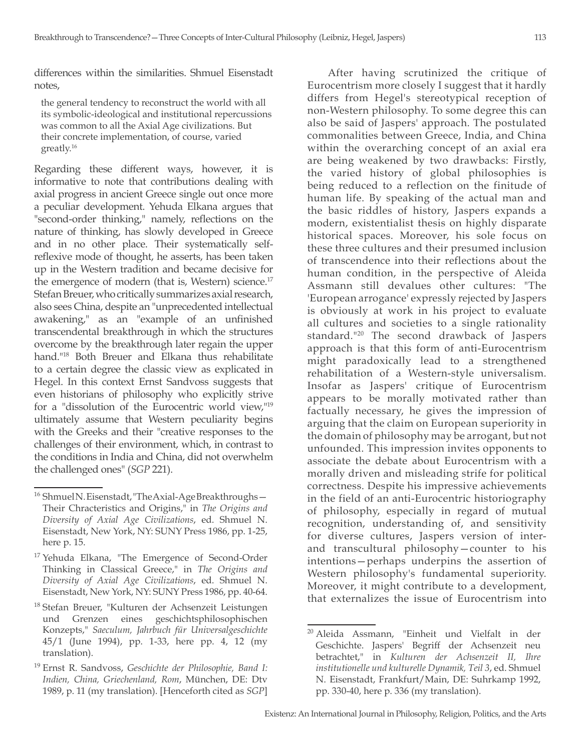differences within the similarities. Shmuel Eisenstadt notes,

> the general tendency to reconstruct the world with all its symbolic-ideological and institutional repercussions was common to all the Axial Age civilizations. But their concrete implementation, of course, varied greatly.[16]

Regarding these different ways, however, it is informative to note that contributions dealing with axial progress in ancient Greece single out once more a peculiar development. Yehuda Elkana argues that "second-order thinking," namely, reflections on the nature of thinking, has slowly developed in Greece and in no other place. Their systematically self-reflexive mode of thought, he asserts, has been taken up in the Western tradition and became decisive for the emergence of modern (that is, Western) science.[17] Stefan Breuer, who critically summarizes axial research, also sees China, despite an "unprecedented intellectual awakening," as an "example of an unfinished transcendental breakthrough in which the structures overcome by the breakthrough later regain the upper hand."[18] Both Breuer and Elkana thus rehabilitate to a certain degree the classic view as explicated in Hegel. In this context Ernst Sandvoss suggests that even historians of philosophy who explicitly strive for a "dissolution of the Eurocentric world view,"[19] ultimately assume that Western peculiarity begins with the Greeks and their "creative responses to the challenges of their environment, which, in contrast to the conditions in India and China, did not overwhelm the challenged ones" (*SGP* 221).

After having scrutinized the critique of Eurocentrism more closely I suggest that it hardly differs from Hegel's stereotypical reception of non-Western philosophy. To some degree this can also be said of Jaspers' approach. The postulated commonalities between Greece, India, and China within the overarching concept of an axial era are being weakened by two drawbacks: Firstly, the varied history of global philosophies is being reduced to a reflection on the finitude of human life. By speaking of the actual man and the basic riddles of history, Jaspers expands a modern, existentialist thesis on highly disparate historical spaces. Moreover, his sole focus on these three cultures and their presumed inclusion of transcendence into their reflections about the human condition, in the perspective of Aleida Assmann still devalues other cultures: "The 'European arrogance' expressly rejected by Jaspers is obviously at work in his project to evaluate all cultures and societies to a single rationality standard."[20] The second drawback of Jaspers approach is that this form of anti-Eurocentrism might paradoxically lead to a strengthened rehabilitation of a Western-style universalism. Insofar as Jaspers' critique of Eurocentrism appears to be morally motivated rather than factually necessary, he gives the impression of arguing that the claim on European superiority in the domain of philosophy may be arrogant, but not unfounded. This impression invites opponents to associate the debate about Eurocentrism with a morally driven and misleading strife for political correctness. Despite his impressive achievements in the field of an anti-Eurocentric historiography of philosophy, especially in regard of mutual recognition, understanding of, and sensitivity for diverse cultures, Jaspers version of inter- and transcultural philosophy—counter to his intentions—perhaps underpins the assertion of Western philosophy's fundamental superiority. Moreover, it might contribute to a development, that externalizes the issue of Eurocentrism into

---

[16] Shmuel N. Eisenstadt, "The Axial-Age Breakthroughs—Their Chracteristics and Origins," in *The Origins and Diversity of Axial Age Civilizations*, ed. Shmuel N. Eisenstadt, New York, NY: SUNY Press 1986, pp. 1-25, here p. 15.

[17] Yehuda Elkana, "The Emergence of Second-Order Thinking in Classical Greece," in *The Origins and Diversity of Axial Age Civilizations*, ed. Shmuel N. Eisenstadt, New York, NY: SUNY Press 1986, pp. 40-64.

[18] Stefan Breuer, "Kulturen der Achsenzeit Leistungen und Grenzen eines geschichtsphilosophischen Konzepts," *Saeculum, Jahrbuch für Universalgeschichte* 45/1 (June 1994), pp. 1-33, here pp. 4, 12 (my translation).

[19] Ernst R. Sandvoss, *Geschichte der Philosophie, Band I: Indien, China, Griechenland, Rom*, München, DE: Dtv 1989, p. 11 (my translation). [Henceforth cited as *SGP*]

[20] Aleida Assmann, "Einheit und Vielfalt in der Geschichte. Jaspers' Begriff der Achsenzeit neu betrachtet," in *Kulturen der Achsenzeit II, Ihre institutionelle und kulturelle Dynamik, Teil 3*, ed. Shmuel N. Eisenstadt, Frankfurt/Main, DE: Suhrkamp 1992, pp. 330-40, here p. 336 (my translation).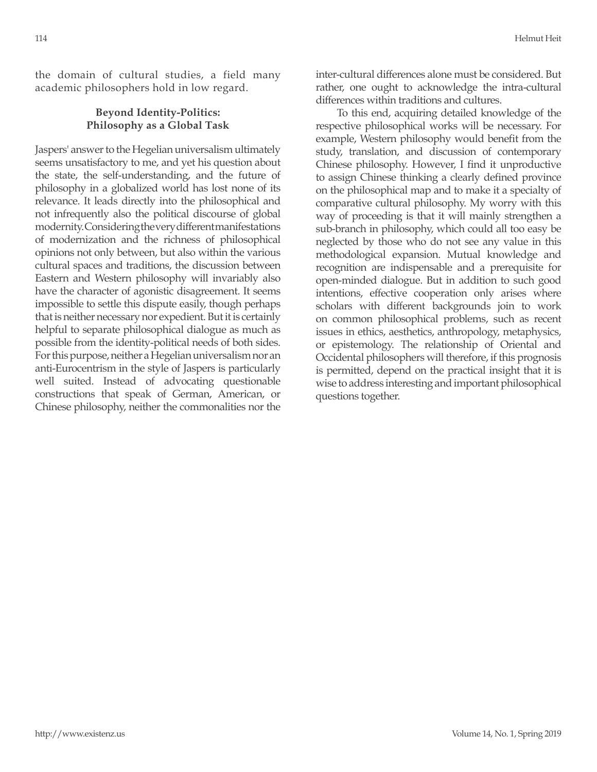the domain of cultural studies, a field many academic philosophers hold in low regard.

### Beyond Identity-Politics: Philosophy as a Global Task

Jaspers' answer to the Hegelian universalism ultimately seems unsatisfactory to me, and yet his question about the state, the self-understanding, and the future of philosophy in a globalized world has lost none of its relevance. It leads directly into the philosophical and not infrequently also the political discourse of global modernity. Considering the very different manifestations of modernization and the richness of philosophical opinions not only between, but also within the various cultural spaces and traditions, the discussion between Eastern and Western philosophy will invariably also have the character of agonistic disagreement. It seems impossible to settle this dispute easily, though perhaps that is neither necessary nor expedient. But it is certainly helpful to separate philosophical dialogue as much as possible from the identity-political needs of both sides. For this purpose, neither a Hegelian universalism nor an anti-Eurocentrism in the style of Jaspers is particularly well suited. Instead of advocating questionable constructions that speak of German, American, or Chinese philosophy, neither the commonalities nor the inter-cultural differences alone must be considered. But rather, one ought to acknowledge the intra-cultural differences within traditions and cultures.

To this end, acquiring detailed knowledge of the respective philosophical works will be necessary. For example, Western philosophy would benefit from the study, translation, and discussion of contemporary Chinese philosophy. However, I find it unproductive to assign Chinese thinking a clearly defined province on the philosophical map and to make it a specialty of comparative cultural philosophy. My worry with this way of proceeding is that it will mainly strengthen a sub-branch in philosophy, which could all too easy be neglected by those who do not see any value in this methodological expansion. Mutual knowledge and recognition are indispensable and a prerequisite for open-minded dialogue. But in addition to such good intentions, effective cooperation only arises where scholars with different backgrounds join to work on common philosophical problems, such as recent issues in ethics, aesthetics, anthropology, metaphysics, or epistemology. The relationship of Oriental and Occidental philosophers will therefore, if this prognosis is permitted, depend on the practical insight that it is wise to address interesting and important philosophical questions together.